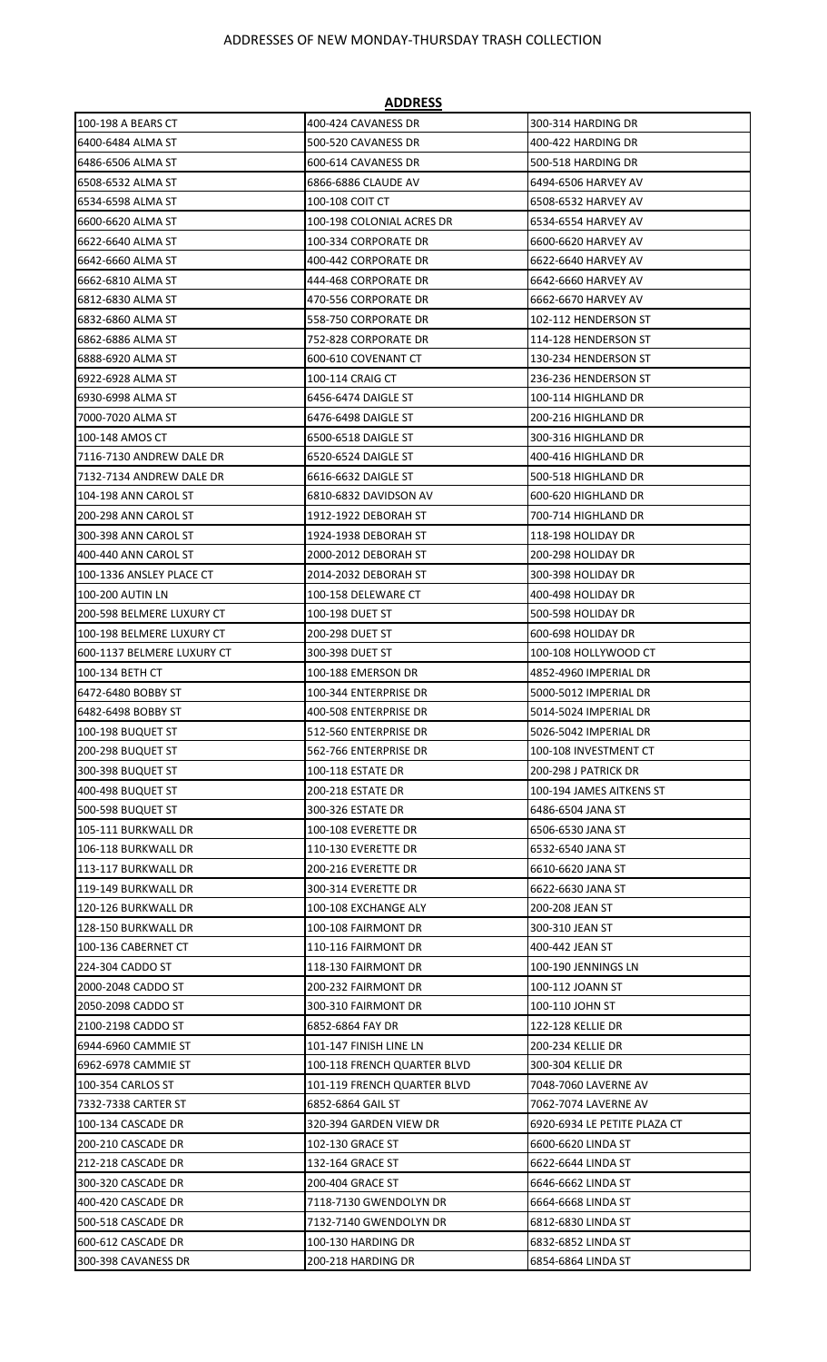# ADDRESSES OF NEW MONDAY-THURSDAY TRASH COLLECTION

| **ADDRESS** | | |
|---|---|---|
| 100-198 A BEARS CT | 400-424 CAVANESS DR | 300-314 HARDING DR |
| 6400-6484 ALMA ST | 500-520 CAVANESS DR | 400-422 HARDING DR |
| 6486-6506 ALMA ST | 600-614 CAVANESS DR | 500-518 HARDING DR |
| 6508-6532 ALMA ST | 6866-6886 CLAUDE AV | 6494-6506 HARVEY AV |
| 6534-6598 ALMA ST | 100-108 COIT CT | 6508-6532 HARVEY AV |
| 6600-6620 ALMA ST | 100-198 COLONIAL ACRES DR | 6534-6554 HARVEY AV |
| 6622-6640 ALMA ST | 100-334 CORPORATE DR | 6600-6620 HARVEY AV |
| 6642-6660 ALMA ST | 400-442 CORPORATE DR | 6622-6640 HARVEY AV |
| 6662-6810 ALMA ST | 444-468 CORPORATE DR | 6642-6660 HARVEY AV |
| 6812-6830 ALMA ST | 470-556 CORPORATE DR | 6662-6670 HARVEY AV |
| 6832-6860 ALMA ST | 558-750 CORPORATE DR | 102-112 HENDERSON ST |
| 6862-6886 ALMA ST | 752-828 CORPORATE DR | 114-128 HENDERSON ST |
| 6888-6920 ALMA ST | 600-610 COVENANT CT | 130-234 HENDERSON ST |
| 6922-6928 ALMA ST | 100-114 CRAIG CT | 236-236 HENDERSON ST |
| 6930-6998 ALMA ST | 6456-6474 DAIGLE ST | 100-114 HIGHLAND DR |
| 7000-7020 ALMA ST | 6476-6498 DAIGLE ST | 200-216 HIGHLAND DR |
| 100-148 AMOS CT | 6500-6518 DAIGLE ST | 300-316 HIGHLAND DR |
| 7116-7130 ANDREW DALE DR | 6520-6524 DAIGLE ST | 400-416 HIGHLAND DR |
| 7132-7134 ANDREW DALE DR | 6616-6632 DAIGLE ST | 500-518 HIGHLAND DR |
| 104-198 ANN CAROL ST | 6810-6832 DAVIDSON AV | 600-620 HIGHLAND DR |
| 200-298 ANN CAROL ST | 1912-1922 DEBORAH ST | 700-714 HIGHLAND DR |
| 300-398 ANN CAROL ST | 1924-1938 DEBORAH ST | 118-198 HOLIDAY DR |
| 400-440 ANN CAROL ST | 2000-2012 DEBORAH ST | 200-298 HOLIDAY DR |
| 100-1336 ANSLEY PLACE CT | 2014-2032 DEBORAH ST | 300-398 HOLIDAY DR |
| 100-200 AUTIN LN | 100-158 DELEWARE CT | 400-498 HOLIDAY DR |
| 200-598 BELMERE LUXURY CT | 100-198 DUET ST | 500-598 HOLIDAY DR |
| 100-198 BELMERE LUXURY CT | 200-298 DUET ST | 600-698 HOLIDAY DR |
| 600-1137 BELMERE LUXURY CT | 300-398 DUET ST | 100-108 HOLLYWOOD CT |
| 100-134 BETH CT | 100-188 EMERSON DR | 4852-4960 IMPERIAL DR |
| 6472-6480 BOBBY ST | 100-344 ENTERPRISE DR | 5000-5012 IMPERIAL DR |
| 6482-6498 BOBBY ST | 400-508 ENTERPRISE DR | 5014-5024 IMPERIAL DR |
| 100-198 BUQUET ST | 512-560 ENTERPRISE DR | 5026-5042 IMPERIAL DR |
| 200-298 BUQUET ST | 562-766 ENTERPRISE DR | 100-108 INVESTMENT CT |
| 300-398 BUQUET ST | 100-118 ESTATE DR | 200-298 J PATRICK DR |
| 400-498 BUQUET ST | 200-218 ESTATE DR | 100-194 JAMES AITKENS ST |
| 500-598 BUQUET ST | 300-326 ESTATE DR | 6486-6504 JANA ST |
| 105-111 BURKWALL DR | 100-108 EVERETTE DR | 6506-6530 JANA ST |
| 106-118 BURKWALL DR | 110-130 EVERETTE DR | 6532-6540 JANA ST |
| 113-117 BURKWALL DR | 200-216 EVERETTE DR | 6610-6620 JANA ST |
| 119-149 BURKWALL DR | 300-314 EVERETTE DR | 6622-6630 JANA ST |
| 120-126 BURKWALL DR | 100-108 EXCHANGE ALY | 200-208 JEAN ST |
| 128-150 BURKWALL DR | 100-108 FAIRMONT DR | 300-310 JEAN ST |
| 100-136 CABERNET CT | 110-116 FAIRMONT DR | 400-442 JEAN ST |
| 224-304 CADDO ST | 118-130 FAIRMONT DR | 100-190 JENNINGS LN |
| 2000-2048 CADDO ST | 200-232 FAIRMONT DR | 100-112 JOANN ST |
| 2050-2098 CADDO ST | 300-310 FAIRMONT DR | 100-110 JOHN ST |
| 2100-2198 CADDO ST | 6852-6864 FAY DR | 122-128 KELLIE DR |
| 6944-6960 CAMMIE ST | 101-147 FINISH LINE LN | 200-234 KELLIE DR |
| 6962-6978 CAMMIE ST | 100-118 FRENCH QUARTER BLVD | 300-304 KELLIE DR |
| 100-354 CARLOS ST | 101-119 FRENCH QUARTER BLVD | 7048-7060 LAVERNE AV |
| 7332-7338 CARTER ST | 6852-6864 GAIL ST | 7062-7074 LAVERNE AV |
| 100-134 CASCADE DR | 320-394 GARDEN VIEW DR | 6920-6934 LE PETITE PLAZA CT |
| 200-210 CASCADE DR | 102-130 GRACE ST | 6600-6620 LINDA ST |
| 212-218 CASCADE DR | 132-164 GRACE ST | 6622-6644 LINDA ST |
| 300-320 CASCADE DR | 200-404 GRACE ST | 6646-6662 LINDA ST |
| 400-420 CASCADE DR | 7118-7130 GWENDOLYN DR | 6664-6668 LINDA ST |
| 500-518 CASCADE DR | 7132-7140 GWENDOLYN DR | 6812-6830 LINDA ST |
| 600-612 CASCADE DR | 100-130 HARDING DR | 6832-6852 LINDA ST |
| 300-398 CAVANESS DR | 200-218 HARDING DR | 6854-6864 LINDA ST |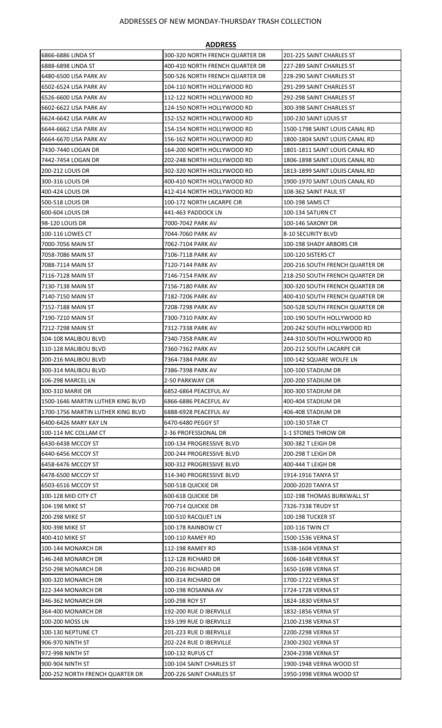# ADDRESSES OF NEW MONDAY-THURSDAY TRASH COLLECTION

| ADDRESS | | |
|---|---|---|
| 6866-6886 LINDA ST | 300-320 NORTH FRENCH QUARTER DR | 201-225 SAINT CHARLES ST |
| 6888-6898 LINDA ST | 400-410 NORTH FRENCH QUARTER DR | 227-289 SAINT CHARLES ST |
| 6480-6500 LISA PARK AV | 500-526 NORTH FRENCH QUARTER DR | 228-290 SAINT CHARLES ST |
| 6502-6524 LISA PARK AV | 104-110 NORTH HOLLYWOOD RD | 291-299 SAINT CHARLES ST |
| 6526-6600 LISA PARK AV | 112-122 NORTH HOLLYWOOD RD | 292-298 SAINT CHARLES ST |
| 6602-6622 LISA PARK AV | 124-150 NORTH HOLLYWOOD RD | 300-398 SAINT CHARLES ST |
| 6624-6642 LISA PARK AV | 152-152 NORTH HOLLYWOOD RD | 100-230 SAINT LOUIS ST |
| 6644-6662 LISA PARK AV | 154-154 NORTH HOLLYWOOD RD | 1500-1798 SAINT LOUIS CANAL RD |
| 6664-6670 LISA PARK AV | 156-162 NORTH HOLLYWOOD RD | 1800-1804 SAINT LOUIS CANAL RD |
| 7430-7440 LOGAN DR | 164-200 NORTH HOLLYWOOD RD | 1801-1811 SAINT LOUIS CANAL RD |
| 7442-7454 LOGAN DR | 202-248 NORTH HOLLYWOOD RD | 1806-1898 SAINT LOUIS CANAL RD |
| 200-212 LOUIS DR | 302-320 NORTH HOLLYWOOD RD | 1813-1899 SAINT LOUIS CANAL RD |
| 300-316 LOUIS DR | 400-410 NORTH HOLLYWOOD RD | 1900-1970 SAINT LOUIS CANAL RD |
| 400-424 LOUIS DR | 412-414 NORTH HOLLYWOOD RD | 108-362 SAINT PAUL ST |
| 500-518 LOUIS DR | 100-172 NORTH LACARPE CIR | 100-198 SAMS CT |
| 600-604 LOUIS DR | 441-463 PADDOCK LN | 100-134 SATURN CT |
| 98-120 LOUIS DR | 7000-7042 PARK AV | 100-146 SAXONY DR |
| 100-116 LOWES CT | 7044-7060 PARK AV | 8-10 SECURITY BLVD |
| 7000-7056 MAIN ST | 7062-7104 PARK AV | 100-198 SHADY ARBORS CIR |
| 7058-7086 MAIN ST | 7106-7118 PARK AV | 100-120 SISTERS CT |
| 7088-7114 MAIN ST | 7120-7144 PARK AV | 200-216 SOUTH FRENCH QUARTER DR |
| 7116-7128 MAIN ST | 7146-7154 PARK AV | 218-250 SOUTH FRENCH QUARTER DR |
| 7130-7138 MAIN ST | 7156-7180 PARK AV | 300-320 SOUTH FRENCH QUARTER DR |
| 7140-7150 MAIN ST | 7182-7206 PARK AV | 400-410 SOUTH FRENCH QUARTER DR |
| 7152-7188 MAIN ST | 7208-7298 PARK AV | 500-528 SOUTH FRENCH QUARTER DR |
| 7190-7210 MAIN ST | 7300-7310 PARK AV | 100-190 SOUTH HOLLYWOOD RD |
| 7212-7298 MAIN ST | 7312-7338 PARK AV | 200-242 SOUTH HOLLYWOOD RD |
| 104-108 MALIBOU BLVD | 7340-7358 PARK AV | 244-310 SOUTH HOLLYWOOD RD |
| 110-128 MALIBOU BLVD | 7360-7362 PARK AV | 200-212 SOUTH LACARPE CIR |
| 200-216 MALIBOU BLVD | 7364-7384 PARK AV | 100-142 SQUARE WOLFE LN |
| 300-314 MALIBOU BLVD | 7386-7398 PARK AV | 100-100 STADIUM DR |
| 106-298 MARCEL LN | 2-50 PARKWAY CIR | 200-200 STADIUM DR |
| 300-310 MARIE DR | 6852-6864 PEACEFUL AV | 300-300 STADIUM DR |
| 1500-1646 MARTIN LUTHER KING BLVD | 6866-6886 PEACEFUL AV | 400-404 STADIUM DR |
| 1700-1756 MARTIN LUTHER KING BLVD | 6888-6928 PEACEFUL AV | 406-408 STADIUM DR |
| 6400-6426 MARY KAY LN | 6470-6480 PEGGY ST | 100-130 STAR CT |
| 100-114 MC COLLAM CT | 2-36 PROFESSIONAL DR | 1-1 STONES THROW DR |
| 6430-6438 MCCOY ST | 100-134 PROGRESSIVE BLVD | 300-382 T LEIGH DR |
| 6440-6456 MCCOY ST | 200-244 PROGRESSIVE BLVD | 200-298 T LEIGH DR |
| 6458-6476 MCCOY ST | 300-312 PROGRESSIVE BLVD | 400-444 T LEIGH DR |
| 6478-6500 MCCOY ST | 314-340 PROGRESSIVE BLVD | 1914-1916 TANYA ST |
| 6503-6516 MCCOY ST | 500-518 QUICKIE DR | 2000-2020 TANYA ST |
| 100-128 MID CITY CT | 600-618 QUICKIE DR | 102-198 THOMAS BURKWALL ST |
| 104-198 MIKE ST | 700-714 QUICKIE DR | 7326-7338 TRUDY ST |
| 200-298 MIKE ST | 100-510 RACQUET LN | 100-198 TUCKER ST |
| 300-398 MIKE ST | 100-178 RAINBOW CT | 100-116 TWIN CT |
| 400-410 MIKE ST | 100-110 RAMEY RD | 1500-1536 VERNA ST |
| 100-144 MONARCH DR | 112-198 RAMEY RD | 1538-1604 VERNA ST |
| 146-248 MONARCH DR | 112-128 RICHARD DR | 1606-1648 VERNA ST |
| 250-298 MONARCH DR | 200-216 RICHARD DR | 1650-1698 VERNA ST |
| 300-320 MONARCH DR | 300-314 RICHARD DR | 1700-1722 VERNA ST |
| 322-344 MONARCH DR | 100-198 ROSANNA AV | 1724-1728 VERNA ST |
| 346-362 MONARCH DR | 100-298 ROY ST | 1824-1830 VERNA ST |
| 364-400 MONARCH DR | 192-200 RUE D IBERVILLE | 1832-1856 VERNA ST |
| 100-200 MOSS LN | 193-199 RUE D IBERVILLE | 2100-2198 VERNA ST |
| 100-130 NEPTUNE CT | 201-223 RUE D IBERVILLE | 2200-2298 VERNA ST |
| 906-970 NINTH ST | 202-224 RUE D IBERVILLE | 2300-2302 VERNA ST |
| 972-998 NINTH ST | 100-132 RUFUS CT | 2304-2398 VERNA ST |
| 900-904 NINTH ST | 100-104 SAINT CHARLES ST | 1900-1948 VERNA WOOD ST |
| 200-252 NORTH FRENCH QUARTER DR | 200-226 SAINT CHARLES ST | 1950-1998 VERNA WOOD ST |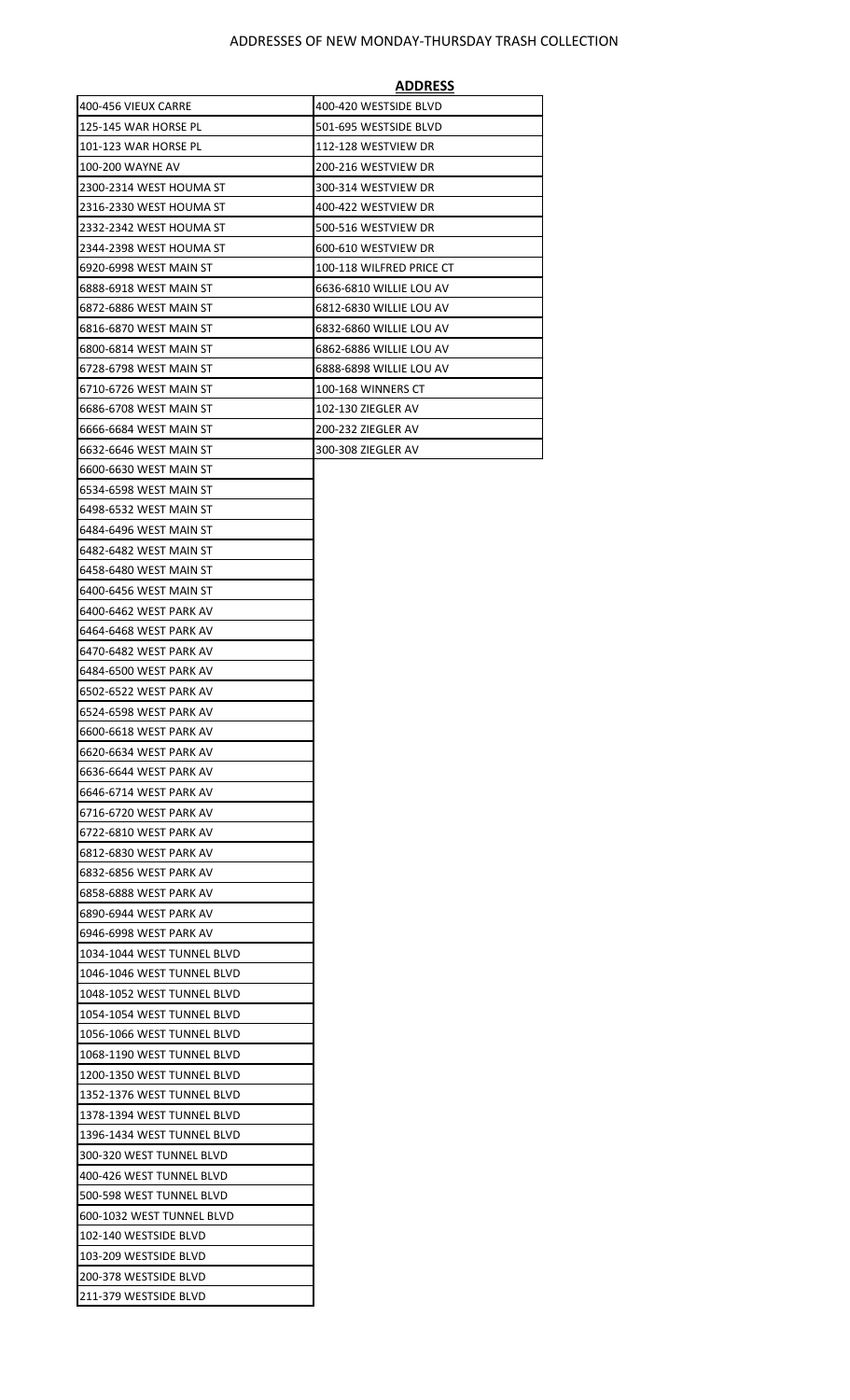# ADDRESSES OF NEW MONDAY-THURSDAY TRASH COLLECTION

| | **ADDRESS** |
|---|---|
| 400-456 VIEUX CARRE | 400-420 WESTSIDE BLVD |
| 125-145 WAR HORSE PL | 501-695 WESTSIDE BLVD |
| 101-123 WAR HORSE PL | 112-128 WESTVIEW DR |
| 100-200 WAYNE AV | 200-216 WESTVIEW DR |
| 2300-2314 WEST HOUMA ST | 300-314 WESTVIEW DR |
| 2316-2330 WEST HOUMA ST | 400-422 WESTVIEW DR |
| 2332-2342 WEST HOUMA ST | 500-516 WESTVIEW DR |
| 2344-2398 WEST HOUMA ST | 600-610 WESTVIEW DR |
| 6920-6998 WEST MAIN ST | 100-118 WILFRED PRICE CT |
| 6888-6918 WEST MAIN ST | 6636-6810 WILLIE LOU AV |
| 6872-6886 WEST MAIN ST | 6812-6830 WILLIE LOU AV |
| 6816-6870 WEST MAIN ST | 6832-6860 WILLIE LOU AV |
| 6800-6814 WEST MAIN ST | 6862-6886 WILLIE LOU AV |
| 6728-6798 WEST MAIN ST | 6888-6898 WILLIE LOU AV |
| 6710-6726 WEST MAIN ST | 100-168 WINNERS CT |
| 6686-6708 WEST MAIN ST | 102-130 ZIEGLER AV |
| 6666-6684 WEST MAIN ST | 200-232 ZIEGLER AV |
| 6632-6646 WEST MAIN ST | 300-308 ZIEGLER AV |
| 6600-6630 WEST MAIN ST | |
| 6534-6598 WEST MAIN ST | |
| 6498-6532 WEST MAIN ST | |
| 6484-6496 WEST MAIN ST | |
| 6482-6482 WEST MAIN ST | |
| 6458-6480 WEST MAIN ST | |
| 6400-6456 WEST MAIN ST | |
| 6400-6462 WEST PARK AV | |
| 6464-6468 WEST PARK AV | |
| 6470-6482 WEST PARK AV | |
| 6484-6500 WEST PARK AV | |
| 6502-6522 WEST PARK AV | |
| 6524-6598 WEST PARK AV | |
| 6600-6618 WEST PARK AV | |
| 6620-6634 WEST PARK AV | |
| 6636-6644 WEST PARK AV | |
| 6646-6714 WEST PARK AV | |
| 6716-6720 WEST PARK AV | |
| 6722-6810 WEST PARK AV | |
| 6812-6830 WEST PARK AV | |
| 6832-6856 WEST PARK AV | |
| 6858-6888 WEST PARK AV | |
| 6890-6944 WEST PARK AV | |
| 6946-6998 WEST PARK AV | |
| 1034-1044 WEST TUNNEL BLVD | |
| 1046-1046 WEST TUNNEL BLVD | |
| 1048-1052 WEST TUNNEL BLVD | |
| 1054-1054 WEST TUNNEL BLVD | |
| 1056-1066 WEST TUNNEL BLVD | |
| 1068-1190 WEST TUNNEL BLVD | |
| 1200-1350 WEST TUNNEL BLVD | |
| 1352-1376 WEST TUNNEL BLVD | |
| 1378-1394 WEST TUNNEL BLVD | |
| 1396-1434 WEST TUNNEL BLVD | |
| 300-320 WEST TUNNEL BLVD | |
| 400-426 WEST TUNNEL BLVD | |
| 500-598 WEST TUNNEL BLVD | |
| 600-1032 WEST TUNNEL BLVD | |
| 102-140 WESTSIDE BLVD | |
| 103-209 WESTSIDE BLVD | |
| 200-378 WESTSIDE BLVD | |
| 211-379 WESTSIDE BLVD | |